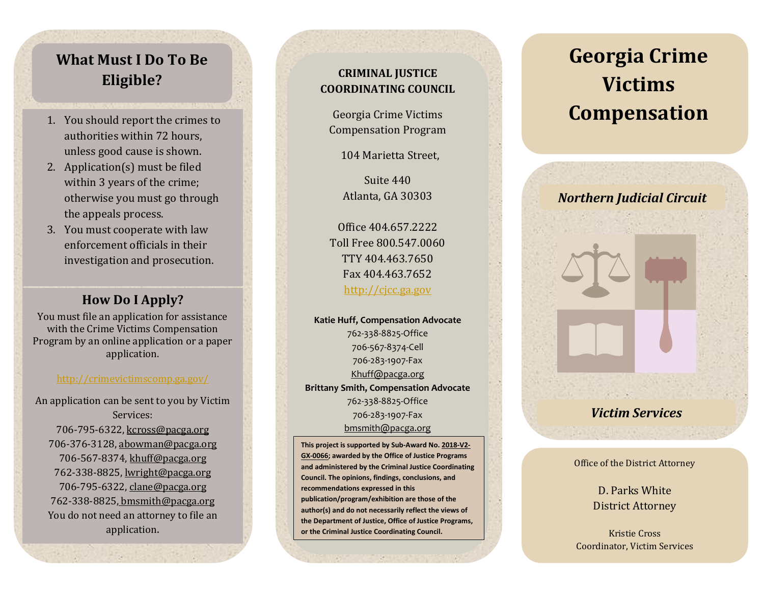## What Must I Do To Be Eligible?

1. You should report the crimes to authorities within 72 hours, unless good cause is shown.
2. Application(s) must be filed within 3 years of the crime; otherwise you must go through the appeals process.
3. You must cooperate with law enforcement officials in their investigation and prosecution.

## How Do I Apply?

You must file an application for assistance with the Crime Victims Compensation Program by an online application or a paper application.

http://crimevictimscomp.ga.gov/

An application can be sent to you by Victim Services:

706-795-6322, kcross@pacga.org
706-376-3128, abowman@pacga.org
706-567-8374, khuff@pacga.org
762-338-8825, lwright@pacga.org
706-795-6322, clane@pacga.org
762-338-8825, bmsmith@pacga.org

You do not need an attorney to file an application.

### CRIMINAL JUSTICE COORDINATING COUNCIL

Georgia Crime Victims Compensation Program

104 Marietta Street,

Suite 440
Atlanta, GA 30303

Office 404.657.2222
Toll Free 800.547.0060
TTY 404.463.7650
Fax 404.463.7652
http://cjcc.ga.gov

**Katie Huff, Compensation Advocate**
762-338-8825-Office
706-567-8374-Cell
706-283-1907-Fax
Khuff@pacga.org

**Brittany Smith, Compensation Advocate**
762-338-8825-Office
706-283-1907-Fax
bmsmith@pacga.org

**This project is supported by Sub-Award No. 2018-V2-GX-0066; awarded by the Office of Justice Programs and administered by the Criminal Justice Coordinating Council. The opinions, findings, conclusions, and recommendations expressed in this publication/program/exhibition are those of the author(s) and do not necessarily reflect the views of the Department of Justice, Office of Justice Programs, or the Criminal Justice Coordinating Council.**

# Georgia Crime Victims Compensation

***Northern Judicial Circuit***

***Victim Services***

Office of the District Attorney

D. Parks White
District Attorney

Kristie Cross
Coordinator, Victim Services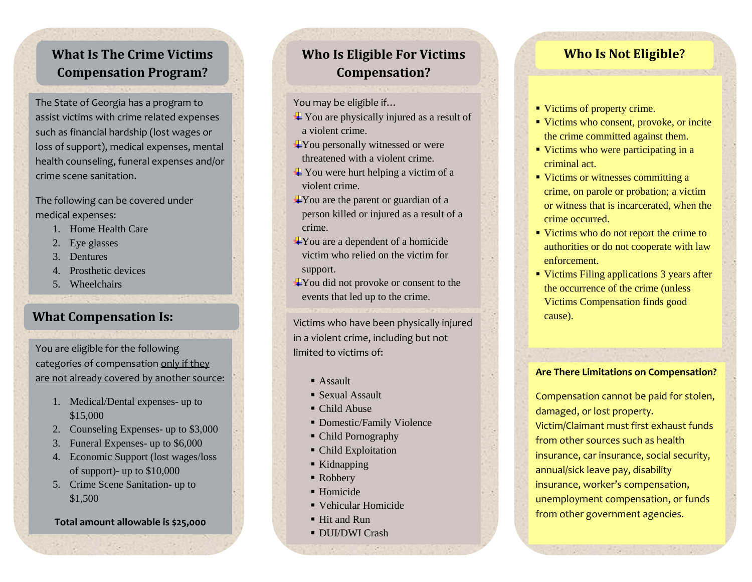## What Is The Crime Victims Compensation Program?

The State of Georgia has a program to assist victims with crime related expenses such as financial hardship (lost wages or loss of support), medical expenses, mental health counseling, funeral expenses and/or crime scene sanitation.

The following can be covered under medical expenses:

1. Home Health Care
2. Eye glasses
3. Dentures
4. Prosthetic devices
5. Wheelchairs

## What Compensation Is:

You are eligible for the following categories of compensation only if they are not already covered by another source:

1. Medical/Dental expenses- up to $15,000
2. Counseling Expenses- up to $3,000
3. Funeral Expenses- up to $6,000
4. Economic Support (lost wages/loss of support)- up to $10,000
5. Crime Scene Sanitation- up to $1,500

**Total amount allowable is $25,000**

## Who Is Eligible For Victims Compensation?

You may be eligible if…

- You are physically injured as a result of a violent crime.
- You personally witnessed or were threatened with a violent crime.
- You were hurt helping a victim of a violent crime.
- You are the parent or guardian of a person killed or injured as a result of a crime.
- You are a dependent of a homicide victim who relied on the victim for support.
- You did not provoke or consent to the events that led up to the crime.

Victims who have been physically injured in a violent crime, including but not limited to victims of:

- Assault
- Sexual Assault
- Child Abuse
- Domestic/Family Violence
- Child Pornography
- Child Exploitation
- Kidnapping
- Robbery
- Homicide
- Vehicular Homicide
- Hit and Run
- DUI/DWI Crash

## Who Is Not Eligible?

- Victims of property crime.
- Victims who consent, provoke, or incite the crime committed against them.
- Victims who were participating in a criminal act.
- Victims or witnesses committing a crime, on parole or probation; a victim or witness that is incarcerated, when the crime occurred.
- Victims who do not report the crime to authorities or do not cooperate with law enforcement.
- Victims Filing applications 3 years after the occurrence of the crime (unless Victims Compensation finds good cause).

**Are There Limitations on Compensation?**

Compensation cannot be paid for stolen, damaged, or lost property. Victim/Claimant must first exhaust funds from other sources such as health insurance, car insurance, social security, annual/sick leave pay, disability insurance, worker's compensation, unemployment compensation, or funds from other government agencies.